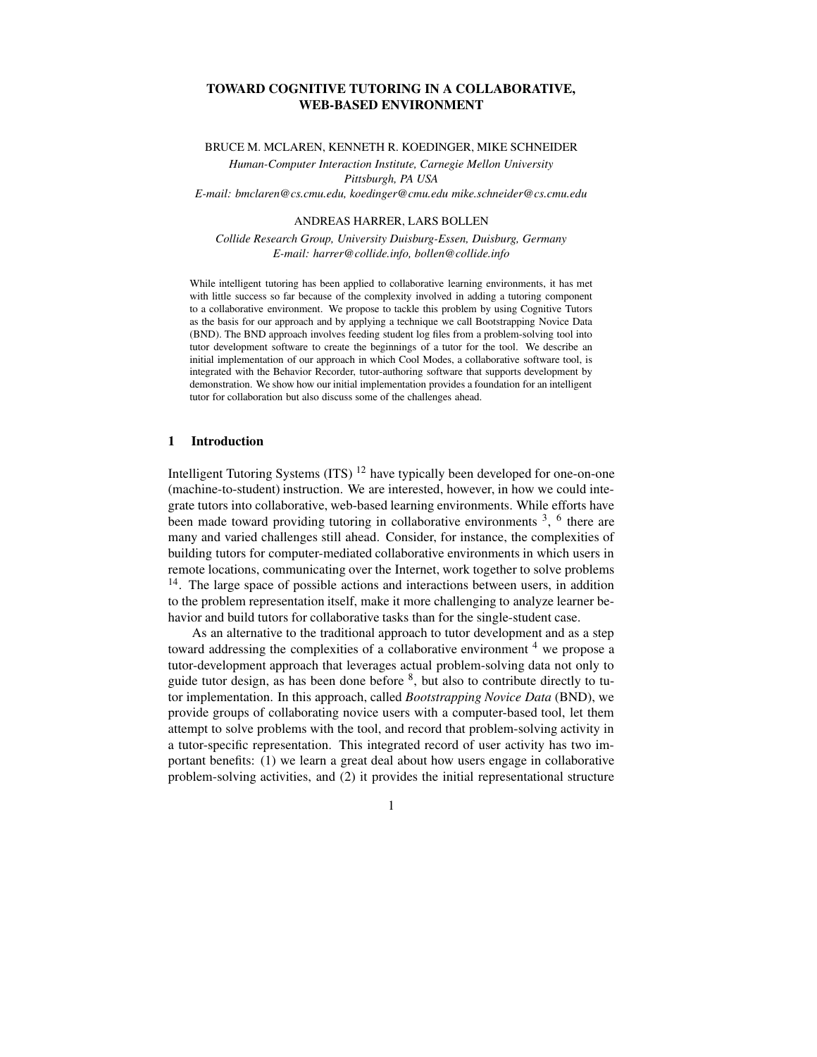# TOWARD COGNITIVE TUTORING IN A COLLABORATIVE, WEB-BASED ENVIRONMENT

BRUCE M. MCLAREN, KENNETH R. KOEDINGER, MIKE SCHNEIDER

*Human-Computer Interaction Institute, Carnegie Mellon University*
*Pittsburgh, PA USA*
*E-mail: bmclaren@cs.cmu.edu, koedinger@cmu.edu mike.schneider@cs.cmu.edu*

ANDREAS HARRER, LARS BOLLEN

*Collide Research Group, University Duisburg-Essen, Duisburg, Germany*
*E-mail: harrer@collide.info, bollen@collide.info*

While intelligent tutoring has been applied to collaborative learning environments, it has met with little success so far because of the complexity involved in adding a tutoring component to a collaborative environment. We propose to tackle this problem by using Cognitive Tutors as the basis for our approach and by applying a technique we call Bootstrapping Novice Data (BND). The BND approach involves feeding student log files from a problem-solving tool into tutor development software to create the beginnings of a tutor for the tool. We describe an initial implementation of our approach in which Cool Modes, a collaborative software tool, is integrated with the Behavior Recorder, tutor-authoring software that supports development by demonstration. We show how our initial implementation provides a foundation for an intelligent tutor for collaboration but also discuss some of the challenges ahead.

## 1 Introduction

Intelligent Tutoring Systems (ITS) [12] have typically been developed for one-on-one (machine-to-student) instruction. We are interested, however, in how we could integrate tutors into collaborative, web-based learning environments. While efforts have been made toward providing tutoring in collaborative environments [3], [6] there are many and varied challenges still ahead. Consider, for instance, the complexities of building tutors for computer-mediated collaborative environments in which users in remote locations, communicating over the Internet, work together to solve problems [14]. The large space of possible actions and interactions between users, in addition to the problem representation itself, make it more challenging to analyze learner behavior and build tutors for collaborative tasks than for the single-student case.

As an alternative to the traditional approach to tutor development and as a step toward addressing the complexities of a collaborative environment [4] we propose a tutor-development approach that leverages actual problem-solving data not only to guide tutor design, as has been done before [8], but also to contribute directly to tutor implementation. In this approach, called *Bootstrapping Novice Data* (BND), we provide groups of collaborating novice users with a computer-based tool, let them attempt to solve problems with the tool, and record that problem-solving activity in a tutor-specific representation. This integrated record of user activity has two important benefits: (1) we learn a great deal about how users engage in collaborative problem-solving activities, and (2) it provides the initial representational structure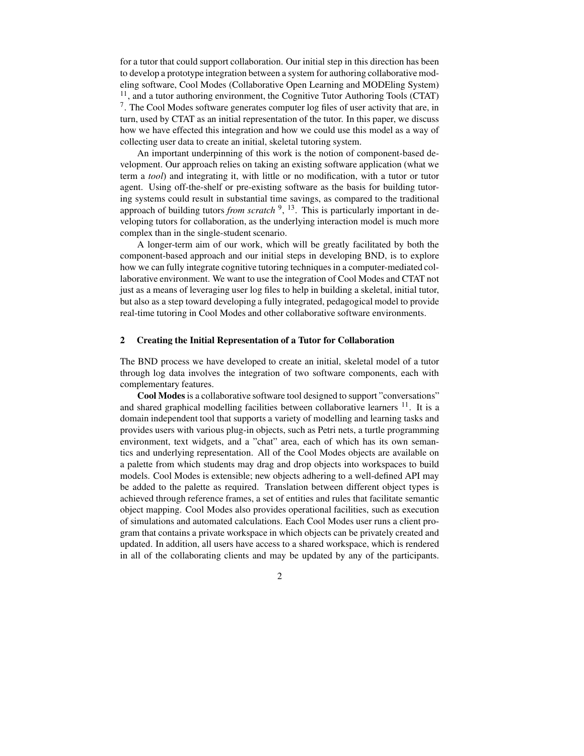for a tutor that could support collaboration. Our initial step in this direction has been to develop a prototype integration between a system for authoring collaborative modeling software, Cool Modes (Collaborative Open Learning and MODEling System) [11], and a tutor authoring environment, the Cognitive Tutor Authoring Tools (CTAT) [7]. The Cool Modes software generates computer log files of user activity that are, in turn, used by CTAT as an initial representation of the tutor. In this paper, we discuss how we have effected this integration and how we could use this model as a way of collecting user data to create an initial, skeletal tutoring system.

An important underpinning of this work is the notion of component-based development. Our approach relies on taking an existing software application (what we term a *tool*) and integrating it, with little or no modification, with a tutor or tutor agent. Using off-the-shelf or pre-existing software as the basis for building tutoring systems could result in substantial time savings, as compared to the traditional approach of building tutors *from scratch* [9], [13]. This is particularly important in developing tutors for collaboration, as the underlying interaction model is much more complex than in the single-student scenario.

A longer-term aim of our work, which will be greatly facilitated by both the component-based approach and our initial steps in developing BND, is to explore how we can fully integrate cognitive tutoring techniques in a computer-mediated collaborative environment. We want to use the integration of Cool Modes and CTAT not just as a means of leveraging user log files to help in building a skeletal, initial tutor, but also as a step toward developing a fully integrated, pedagogical model to provide real-time tutoring in Cool Modes and other collaborative software environments.

## 2 Creating the Initial Representation of a Tutor for Collaboration

The BND process we have developed to create an initial, skeletal model of a tutor through log data involves the integration of two software components, each with complementary features.

**Cool Modes** is a collaborative software tool designed to support "conversations" and shared graphical modelling facilities between collaborative learners [11]. It is a domain independent tool that supports a variety of modelling and learning tasks and provides users with various plug-in objects, such as Petri nets, a turtle programming environment, text widgets, and a "chat" area, each of which has its own semantics and underlying representation. All of the Cool Modes objects are available on a palette from which students may drag and drop objects into workspaces to build models. Cool Modes is extensible; new objects adhering to a well-defined API may be added to the palette as required. Translation between different object types is achieved through reference frames, a set of entities and rules that facilitate semantic object mapping. Cool Modes also provides operational facilities, such as execution of simulations and automated calculations. Each Cool Modes user runs a client program that contains a private workspace in which objects can be privately created and updated. In addition, all users have access to a shared workspace, which is rendered in all of the collaborating clients and may be updated by any of the participants.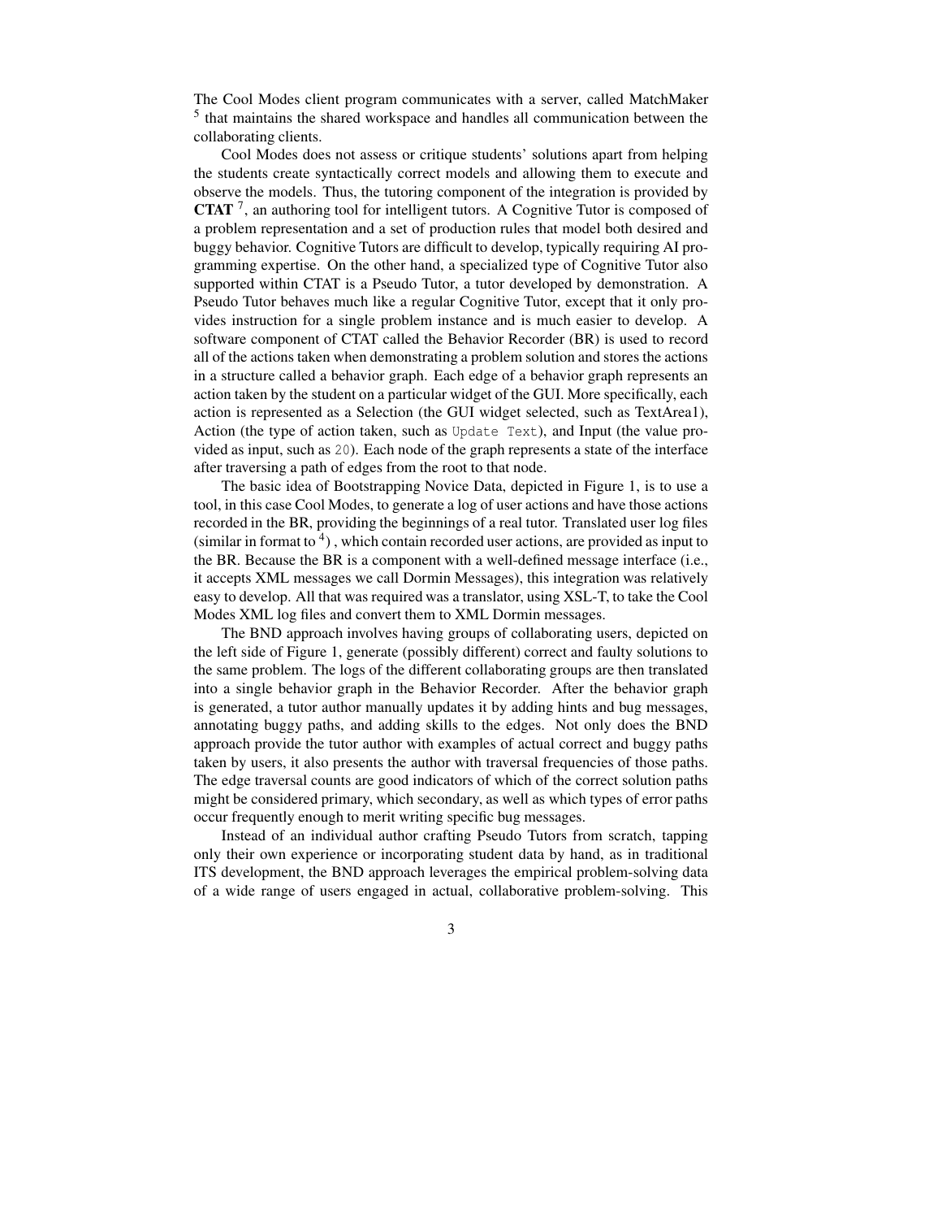The Cool Modes client program communicates with a server, called MatchMaker [5] that maintains the shared workspace and handles all communication between the collaborating clients.

Cool Modes does not assess or critique students' solutions apart from helping the students create syntactically correct models and allowing them to execute and observe the models. Thus, the tutoring component of the integration is provided by **CTAT** [7], an authoring tool for intelligent tutors. A Cognitive Tutor is composed of a problem representation and a set of production rules that model both desired and buggy behavior. Cognitive Tutors are difficult to develop, typically requiring AI programming expertise. On the other hand, a specialized type of Cognitive Tutor also supported within CTAT is a Pseudo Tutor, a tutor developed by demonstration. A Pseudo Tutor behaves much like a regular Cognitive Tutor, except that it only provides instruction for a single problem instance and is much easier to develop. A software component of CTAT called the Behavior Recorder (BR) is used to record all of the actions taken when demonstrating a problem solution and stores the actions in a structure called a behavior graph. Each edge of a behavior graph represents an action taken by the student on a particular widget of the GUI. More specifically, each action is represented as a Selection (the GUI widget selected, such as TextArea1), Action (the type of action taken, such as `Update Text`), and Input (the value provided as input, such as `20`). Each node of the graph represents a state of the interface after traversing a path of edges from the root to that node.

The basic idea of Bootstrapping Novice Data, depicted in Figure 1, is to use a tool, in this case Cool Modes, to generate a log of user actions and have those actions recorded in the BR, providing the beginnings of a real tutor. Translated user log files (similar in format to [4]) , which contain recorded user actions, are provided as input to the BR. Because the BR is a component with a well-defined message interface (i.e., it accepts XML messages we call Dormin Messages), this integration was relatively easy to develop. All that was required was a translator, using XSL-T, to take the Cool Modes XML log files and convert them to XML Dormin messages.

The BND approach involves having groups of collaborating users, depicted on the left side of Figure 1, generate (possibly different) correct and faulty solutions to the same problem. The logs of the different collaborating groups are then translated into a single behavior graph in the Behavior Recorder. After the behavior graph is generated, a tutor author manually updates it by adding hints and bug messages, annotating buggy paths, and adding skills to the edges. Not only does the BND approach provide the tutor author with examples of actual correct and buggy paths taken by users, it also presents the author with traversal frequencies of those paths. The edge traversal counts are good indicators of which of the correct solution paths might be considered primary, which secondary, as well as which types of error paths occur frequently enough to merit writing specific bug messages.

Instead of an individual author crafting Pseudo Tutors from scratch, tapping only their own experience or incorporating student data by hand, as in traditional ITS development, the BND approach leverages the empirical problem-solving data of a wide range of users engaged in actual, collaborative problem-solving. This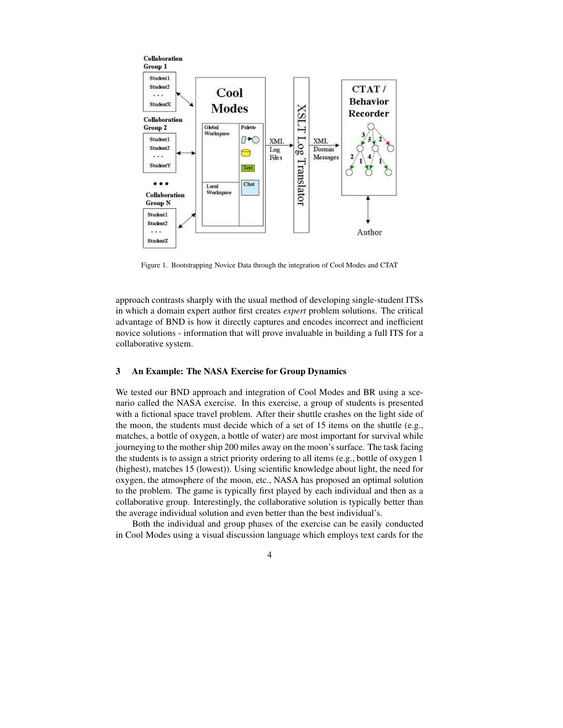Figure 1. Bootstrapping Novice Data through the integration of Cool Modes and CTAT

approach contrasts sharply with the usual method of developing single-student ITSs in which a domain expert author first creates *expert* problem solutions. The critical advantage of BND is how it directly captures and encodes incorrect and inefficient novice solutions - information that will prove invaluable in building a full ITS for a collaborative system.

### 3 An Example: The NASA Exercise for Group Dynamics

We tested our BND approach and integration of Cool Modes and BR using a scenario called the NASA exercise. In this exercise, a group of students is presented with a fictional space travel problem. After their shuttle crashes on the light side of the moon, the students must decide which of a set of 15 items on the shuttle (e.g., matches, a bottle of oxygen, a bottle of water) are most important for survival while journeying to the mother ship 200 miles away on the moon's surface. The task facing the students is to assign a strict priority ordering to all items (e.g., bottle of oxygen 1 (highest), matches 15 (lowest)). Using scientific knowledge about light, the need for oxygen, the atmosphere of the moon, etc., NASA has proposed an optimal solution to the problem. The game is typically first played by each individual and then as a collaborative group. Interestingly, the collaborative solution is typically better than the average individual solution and even better than the best individual's.

Both the individual and group phases of the exercise can be easily conducted in Cool Modes using a visual discussion language which employs text cards for the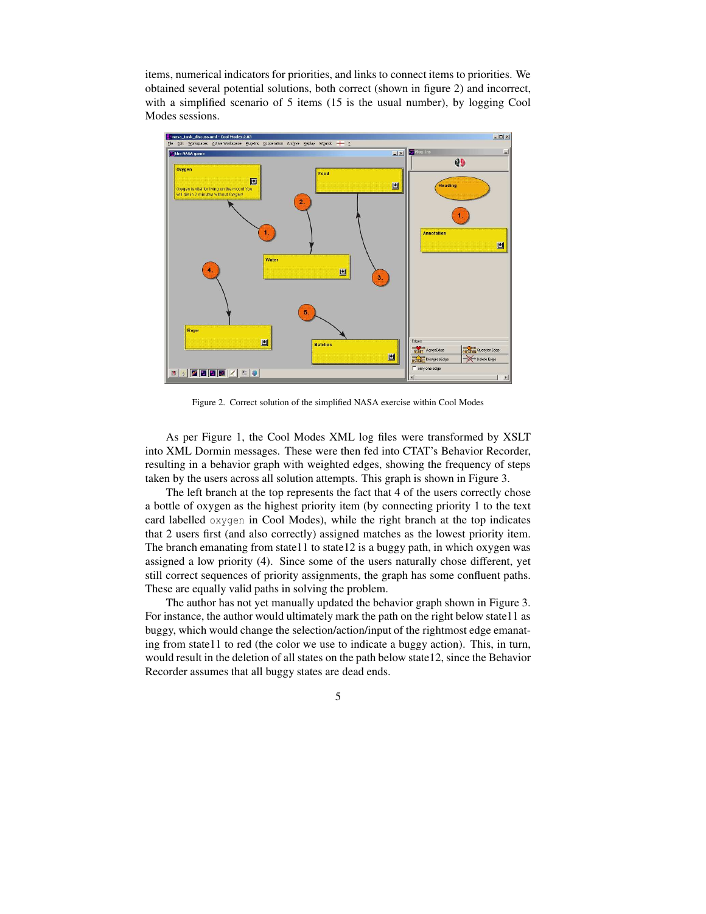items, numerical indicators for priorities, and links to connect items to priorities. We obtained several potential solutions, both correct (shown in figure 2) and incorrect, with a simplified scenario of 5 items (15 is the usual number), by logging Cool Modes sessions.

Figure 2. Correct solution of the simplified NASA exercise within Cool Modes

As per Figure 1, the Cool Modes XML log files were transformed by XSLT into XML Dormin messages. These were then fed into CTAT's Behavior Recorder, resulting in a behavior graph with weighted edges, showing the frequency of steps taken by the users across all solution attempts. This graph is shown in Figure 3.

The left branch at the top represents the fact that 4 of the users correctly chose a bottle of oxygen as the highest priority item (by connecting priority 1 to the text card labelled `oxygen` in Cool Modes), while the right branch at the top indicates that 2 users first (and also correctly) assigned matches as the lowest priority item. The branch emanating from state11 to state12 is a buggy path, in which oxygen was assigned a low priority (4). Since some of the users naturally chose different, yet still correct sequences of priority assignments, the graph has some confluent paths. These are equally valid paths in solving the problem.

The author has not yet manually updated the behavior graph shown in Figure 3. For instance, the author would ultimately mark the path on the right below state11 as buggy, which would change the selection/action/input of the rightmost edge emanating from state11 to red (the color we use to indicate a buggy action). This, in turn, would result in the deletion of all states on the path below state12, since the Behavior Recorder assumes that all buggy states are dead ends.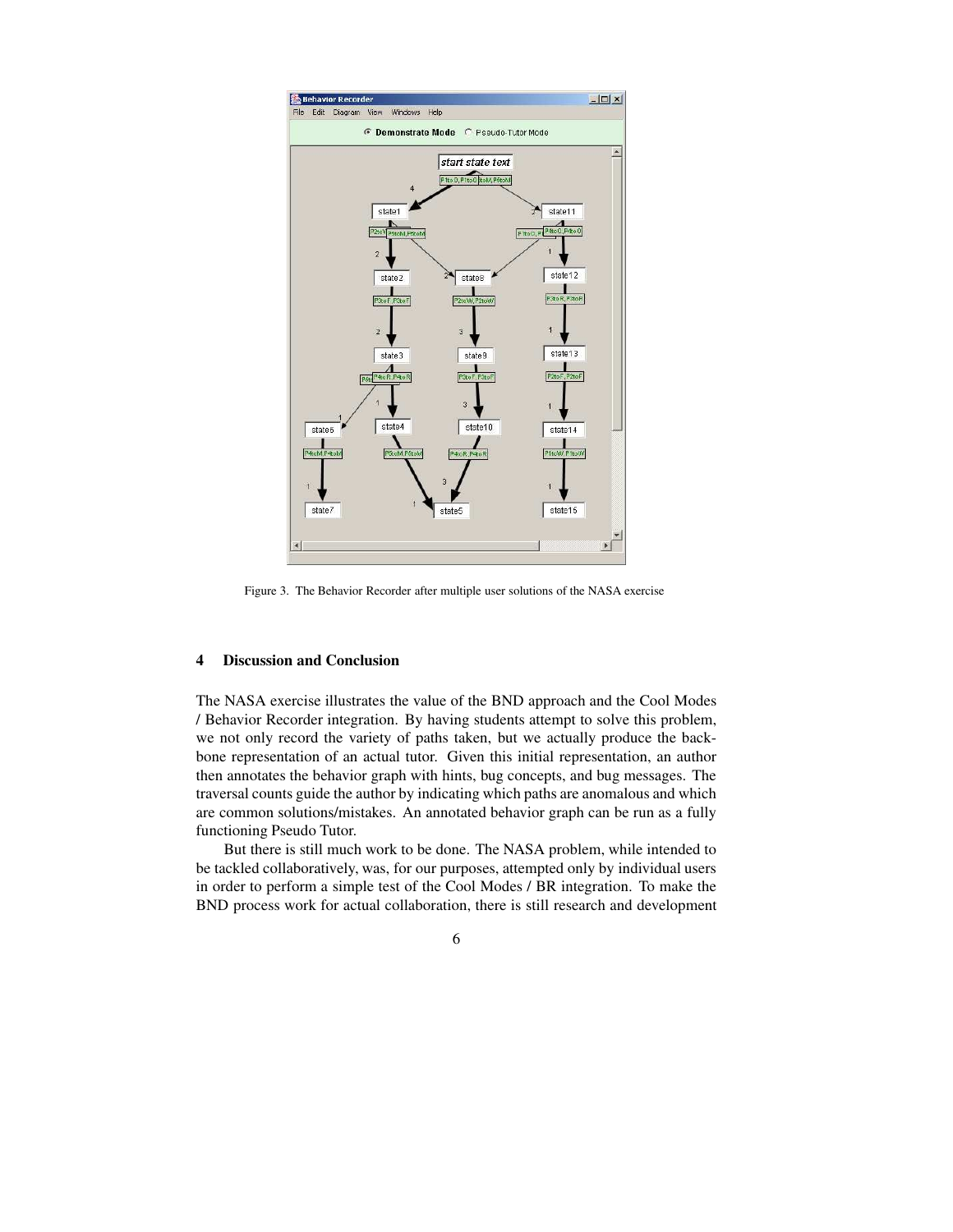Figure 3. The Behavior Recorder after multiple user solutions of the NASA exercise

## 4 Discussion and Conclusion

The NASA exercise illustrates the value of the BND approach and the Cool Modes / Behavior Recorder integration. By having students attempt to solve this problem, we not only record the variety of paths taken, but we actually produce the backbone representation of an actual tutor. Given this initial representation, an author then annotates the behavior graph with hints, bug concepts, and bug messages. The traversal counts guide the author by indicating which paths are anomalous and which are common solutions/mistakes. An annotated behavior graph can be run as a fully functioning Pseudo Tutor.

But there is still much work to be done. The NASA problem, while intended to be tackled collaboratively, was, for our purposes, attempted only by individual users in order to perform a simple test of the Cool Modes / BR integration. To make the BND process work for actual collaboration, there is still research and development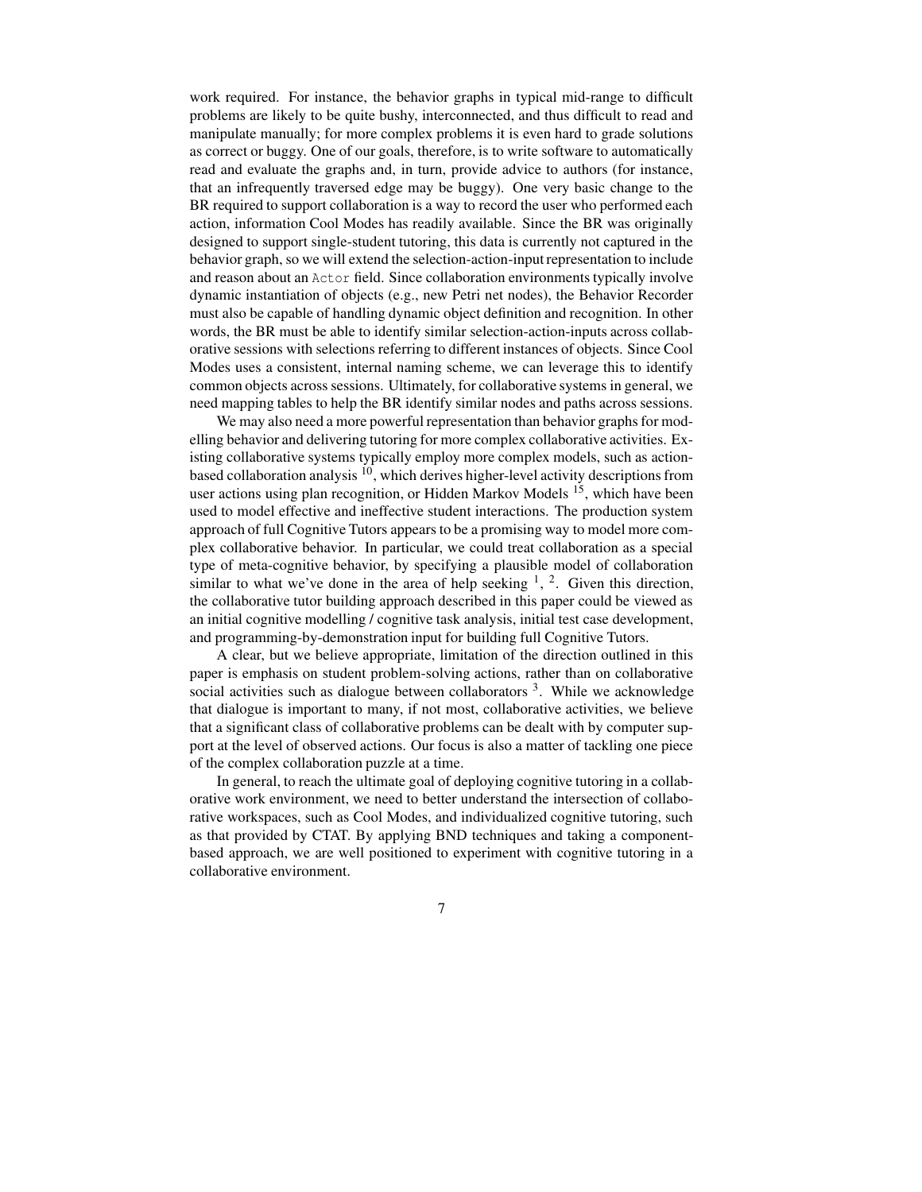work required. For instance, the behavior graphs in typical mid-range to difficult problems are likely to be quite bushy, interconnected, and thus difficult to read and manipulate manually; for more complex problems it is even hard to grade solutions as correct or buggy. One of our goals, therefore, is to write software to automatically read and evaluate the graphs and, in turn, provide advice to authors (for instance, that an infrequently traversed edge may be buggy). One very basic change to the BR required to support collaboration is a way to record the user who performed each action, information Cool Modes has readily available. Since the BR was originally designed to support single-student tutoring, this data is currently not captured in the behavior graph, so we will extend the selection-action-input representation to include and reason about an `Actor` field. Since collaboration environments typically involve dynamic instantiation of objects (e.g., new Petri net nodes), the Behavior Recorder must also be capable of handling dynamic object definition and recognition. In other words, the BR must be able to identify similar selection-action-inputs across collaborative sessions with selections referring to different instances of objects. Since Cool Modes uses a consistent, internal naming scheme, we can leverage this to identify common objects across sessions. Ultimately, for collaborative systems in general, we need mapping tables to help the BR identify similar nodes and paths across sessions.

We may also need a more powerful representation than behavior graphs for modelling behavior and delivering tutoring for more complex collaborative activities. Existing collaborative systems typically employ more complex models, such as action-based collaboration analysis [10], which derives higher-level activity descriptions from user actions using plan recognition, or Hidden Markov Models [15], which have been used to model effective and ineffective student interactions. The production system approach of full Cognitive Tutors appears to be a promising way to model more complex collaborative behavior. In particular, we could treat collaboration as a special type of meta-cognitive behavior, by specifying a plausible model of collaboration similar to what we've done in the area of help seeking [1], [2]. Given this direction, the collaborative tutor building approach described in this paper could be viewed as an initial cognitive modelling / cognitive task analysis, initial test case development, and programming-by-demonstration input for building full Cognitive Tutors.

A clear, but we believe appropriate, limitation of the direction outlined in this paper is emphasis on student problem-solving actions, rather than on collaborative social activities such as dialogue between collaborators [3]. While we acknowledge that dialogue is important to many, if not most, collaborative activities, we believe that a significant class of collaborative problems can be dealt with by computer support at the level of observed actions. Our focus is also a matter of tackling one piece of the complex collaboration puzzle at a time.

In general, to reach the ultimate goal of deploying cognitive tutoring in a collaborative work environment, we need to better understand the intersection of collaborative workspaces, such as Cool Modes, and individualized cognitive tutoring, such as that provided by CTAT. By applying BND techniques and taking a component-based approach, we are well positioned to experiment with cognitive tutoring in a collaborative environment.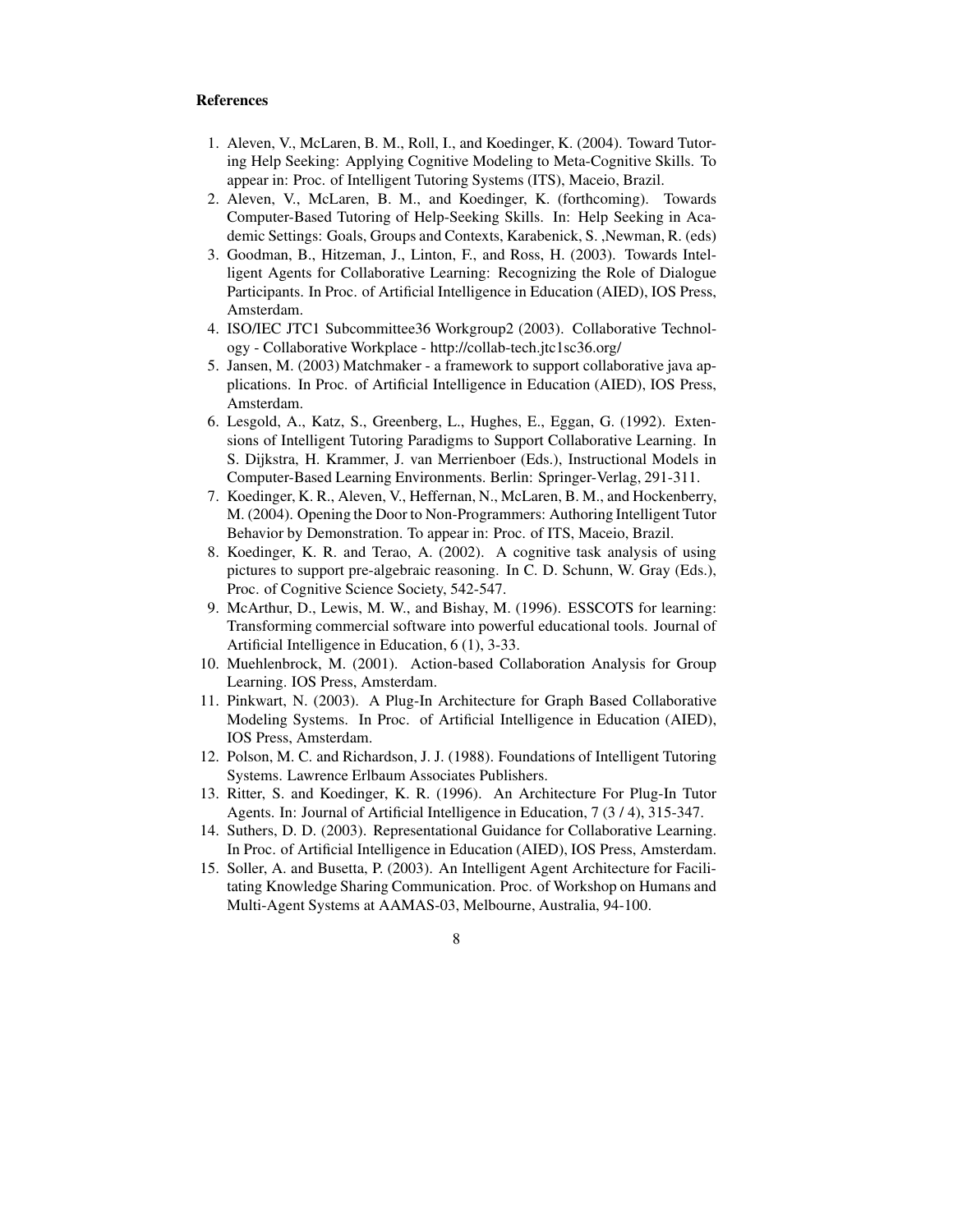#### References

1. Aleven, V., McLaren, B. M., Roll, I., and Koedinger, K. (2004). Toward Tutoring Help Seeking: Applying Cognitive Modeling to Meta-Cognitive Skills. To appear in: Proc. of Intelligent Tutoring Systems (ITS), Maceio, Brazil.
2. Aleven, V., McLaren, B. M., and Koedinger, K. (forthcoming). Towards Computer-Based Tutoring of Help-Seeking Skills. In: Help Seeking in Academic Settings: Goals, Groups and Contexts, Karabenick, S. ,Newman, R. (eds)
3. Goodman, B., Hitzeman, J., Linton, F., and Ross, H. (2003). Towards Intelligent Agents for Collaborative Learning: Recognizing the Role of Dialogue Participants. In Proc. of Artificial Intelligence in Education (AIED), IOS Press, Amsterdam.
4. ISO/IEC JTC1 Subcommittee36 Workgroup2 (2003). Collaborative Technology - Collaborative Workplace - http://collab-tech.jtc1sc36.org/
5. Jansen, M. (2003) Matchmaker - a framework to support collaborative java applications. In Proc. of Artificial Intelligence in Education (AIED), IOS Press, Amsterdam.
6. Lesgold, A., Katz, S., Greenberg, L., Hughes, E., Eggan, G. (1992). Extensions of Intelligent Tutoring Paradigms to Support Collaborative Learning. In S. Dijkstra, H. Krammer, J. van Merrienboer (Eds.), Instructional Models in Computer-Based Learning Environments. Berlin: Springer-Verlag, 291-311.
7. Koedinger, K. R., Aleven, V., Heffernan, N., McLaren, B. M., and Hockenberry, M. (2004). Opening the Door to Non-Programmers: Authoring Intelligent Tutor Behavior by Demonstration. To appear in: Proc. of ITS, Maceio, Brazil.
8. Koedinger, K. R. and Terao, A. (2002). A cognitive task analysis of using pictures to support pre-algebraic reasoning. In C. D. Schunn, W. Gray (Eds.), Proc. of Cognitive Science Society, 542-547.
9. McArthur, D., Lewis, M. W., and Bishay, M. (1996). ESSCOTS for learning: Transforming commercial software into powerful educational tools. Journal of Artificial Intelligence in Education, 6 (1), 3-33.
10. Muehlenbrock, M. (2001). Action-based Collaboration Analysis for Group Learning. IOS Press, Amsterdam.
11. Pinkwart, N. (2003). A Plug-In Architecture for Graph Based Collaborative Modeling Systems. In Proc. of Artificial Intelligence in Education (AIED), IOS Press, Amsterdam.
12. Polson, M. C. and Richardson, J. J. (1988). Foundations of Intelligent Tutoring Systems. Lawrence Erlbaum Associates Publishers.
13. Ritter, S. and Koedinger, K. R. (1996). An Architecture For Plug-In Tutor Agents. In: Journal of Artificial Intelligence in Education, 7 (3 / 4), 315-347.
14. Suthers, D. D. (2003). Representational Guidance for Collaborative Learning. In Proc. of Artificial Intelligence in Education (AIED), IOS Press, Amsterdam.
15. Soller, A. and Busetta, P. (2003). An Intelligent Agent Architecture for Facilitating Knowledge Sharing Communication. Proc. of Workshop on Humans and Multi-Agent Systems at AAMAS-03, Melbourne, Australia, 94-100.